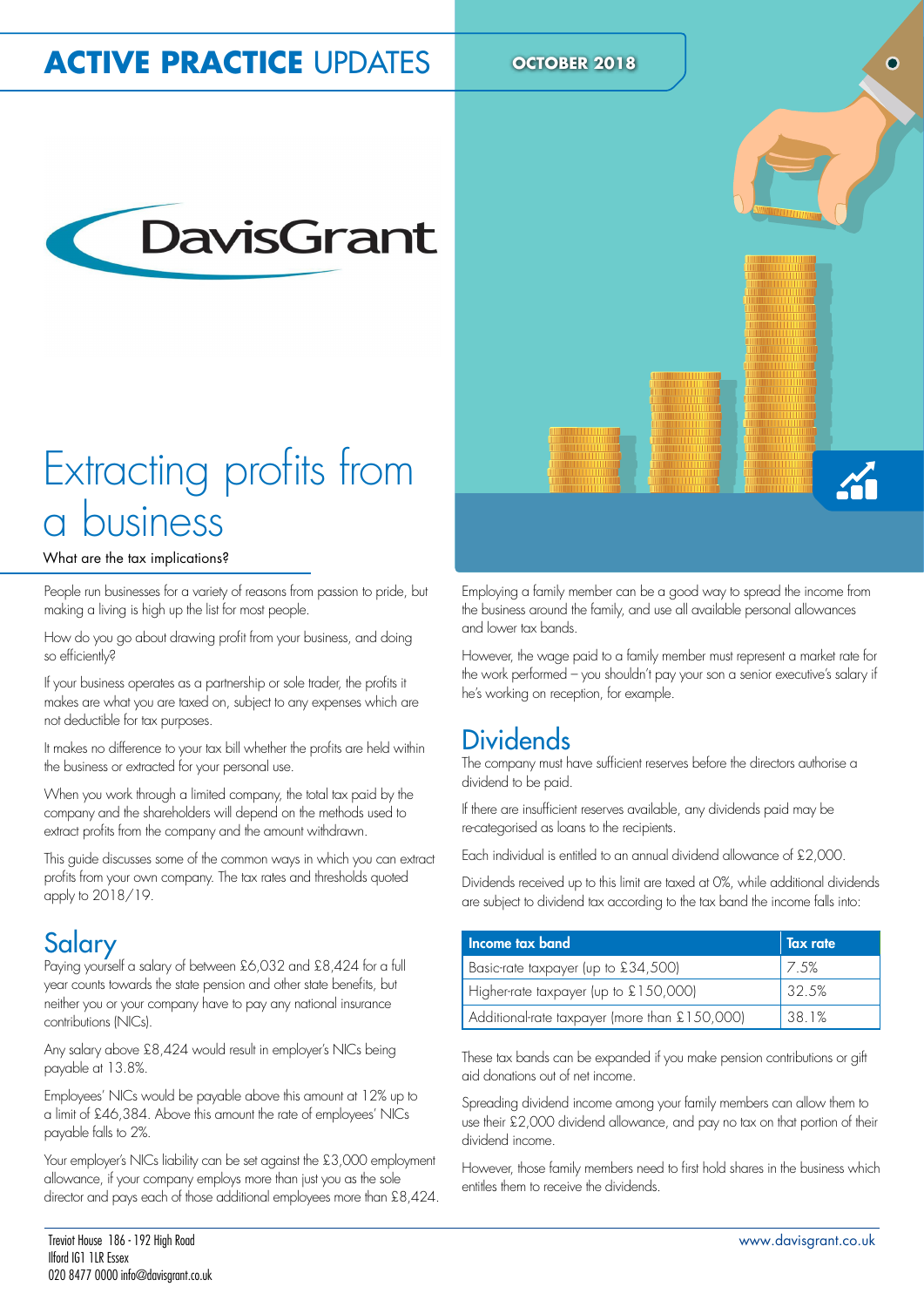ACTIVE PRACTICE UPDATES

OCTOBER 2018

DavisGrant

# Extracting profits from a business

What are the tax implications?

People run businesses for a variety of reasons from passion to pride, but making a living is high up the list for most people.

How do you go about drawing profit from your business, and doing so efficiently?

If your business operates as a partnership or sole trader, the profits it makes are what you are taxed on, subject to any expenses which are not deductible for tax purposes.

It makes no difference to your tax bill whether the profits are held within the business or extracted for your personal use.

When you work through a limited company, the total tax paid by the company and the shareholders will depend on the methods used to extract profits from the company and the amount withdrawn.

This guide discusses some of the common ways in which you can extract profits from your own company. The tax rates and thresholds quoted apply to 2018/19.

## Salary

Paying yourself a salary of between £6,032 and £8,424 for a full year counts towards the state pension and other state benefits, but neither you or your company have to pay any national insurance contributions (NICs).

Any salary above £8,424 would result in employer's NICs being payable at 13.8%.

Employees' NICs would be payable above this amount at 12% up to a limit of £46,384. Above this amount the rate of employees' NICs payable falls to 2%.

Your employer's NICs liability can be set against the £3,000 employment allowance, if your company employs more than just you as the sole director and pays each of those additional employees more than £8,424.

Employing a family member can be a good way to spread the income from the business around the family, and use all available personal allowances and lower tax bands.

However, the wage paid to a family member must represent a market rate for the work performed – you shouldn't pay your son a senior executive's salary if he's working on reception, for example.

## Dividends

The company must have sufficient reserves before the directors authorise a dividend to be paid.

If there are insufficient reserves available, any dividends paid may be re-categorised as loans to the recipients.

Each individual is entitled to an annual dividend allowance of £2,000.

Dividends received up to this limit are taxed at 0%, while additional dividends are subject to dividend tax according to the tax band the income falls into:

| Income tax band | Tax rate |
|---|---|
| Basic-rate taxpayer (up to £34,500) | 7.5% |
| Higher-rate taxpayer (up to £150,000) | 32.5% |
| Additional-rate taxpayer (more than £150,000) | 38.1% |

These tax bands can be expanded if you make pension contributions or gift aid donations out of net income.

Spreading dividend income among your family members can allow them to use their £2,000 dividend allowance, and pay no tax on that portion of their dividend income.

However, those family members need to first hold shares in the business which entitles them to receive the dividends.

Treviot House 186 - 192 High Road
Ilford IG1 1LR Essex
020 8477 0000 info@davisgrant.co.uk

www.davisgrant.co.uk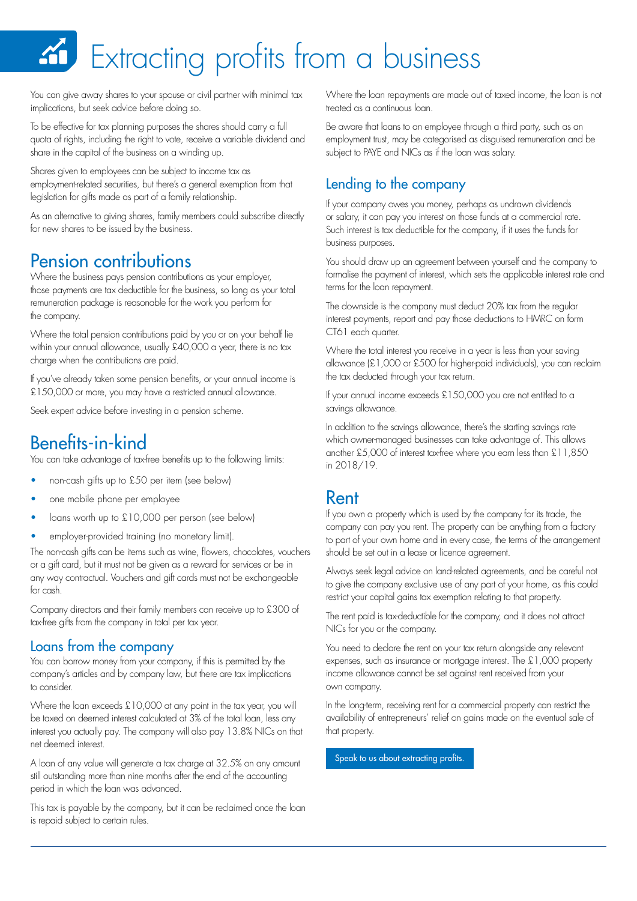# Extracting profits from a business

You can give away shares to your spouse or civil partner with minimal tax implications, but seek advice before doing so.

To be effective for tax planning purposes the shares should carry a full quota of rights, including the right to vote, receive a variable dividend and share in the capital of the business on a winding up.

Shares given to employees can be subject to income tax as employment-related securities, but there's a general exemption from that legislation for gifts made as part of a family relationship.

As an alternative to giving shares, family members could subscribe directly for new shares to be issued by the business.

## Pension contributions

Where the business pays pension contributions as your employer, those payments are tax deductible for the business, so long as your total remuneration package is reasonable for the work you perform for the company.

Where the total pension contributions paid by you or on your behalf lie within your annual allowance, usually £40,000 a year, there is no tax charge when the contributions are paid.

If you've already taken some pension benefits, or your annual income is £150,000 or more, you may have a restricted annual allowance.

Seek expert advice before investing in a pension scheme.

## Benefits-in-kind

You can take advantage of tax-free benefits up to the following limits:

- non-cash gifts up to £50 per item (see below)
- one mobile phone per employee
- loans worth up to £10,000 per person (see below)
- employer-provided training (no monetary limit).

The non-cash gifts can be items such as wine, flowers, chocolates, vouchers or a gift card, but it must not be given as a reward for services or be in any way contractual. Vouchers and gift cards must not be exchangeable for cash.

Company directors and their family members can receive up to £300 of tax-free gifts from the company in total per tax year.

### Loans from the company

You can borrow money from your company, if this is permitted by the company's articles and by company law, but there are tax implications to consider.

Where the loan exceeds £10,000 at any point in the tax year, you will be taxed on deemed interest calculated at 3% of the total loan, less any interest you actually pay. The company will also pay 13.8% NICs on that net deemed interest.

A loan of any value will generate a tax charge at 32.5% on any amount still outstanding more than nine months after the end of the accounting period in which the loan was advanced.

This tax is payable by the company, but it can be reclaimed once the loan is repaid subject to certain rules.

Where the loan repayments are made out of taxed income, the loan is not treated as a continuous loan.

Be aware that loans to an employee through a third party, such as an employment trust, may be categorised as disguised remuneration and be subject to PAYE and NICs as if the loan was salary.

### Lending to the company

If your company owes you money, perhaps as undrawn dividends or salary, it can pay you interest on those funds at a commercial rate. Such interest is tax deductible for the company, if it uses the funds for business purposes.

You should draw up an agreement between yourself and the company to formalise the payment of interest, which sets the applicable interest rate and terms for the loan repayment.

The downside is the company must deduct 20% tax from the regular interest payments, report and pay those deductions to HMRC on form CT61 each quarter.

Where the total interest you receive in a year is less than your saving allowance (£1,000 or £500 for higher-paid individuals), you can reclaim the tax deducted through your tax return.

If your annual income exceeds £150,000 you are not entitled to a savings allowance.

In addition to the savings allowance, there's the starting savings rate which owner-managed businesses can take advantage of. This allows another £5,000 of interest tax-free where you earn less than £11,850 in 2018/19.

## Rent

If you own a property which is used by the company for its trade, the company can pay you rent. The property can be anything from a factory to part of your own home and in every case, the terms of the arrangement should be set out in a lease or licence agreement.

Always seek legal advice on land-related agreements, and be careful not to give the company exclusive use of any part of your home, as this could restrict your capital gains tax exemption relating to that property.

The rent paid is tax-deductible for the company, and it does not attract NICs for you or the company.

You need to declare the rent on your tax return alongside any relevant expenses, such as insurance or mortgage interest. The £1,000 property income allowance cannot be set against rent received from your own company.

In the long-term, receiving rent for a commercial property can restrict the availability of entrepreneurs' relief on gains made on the eventual sale of that property.

Speak to us about extracting profits.